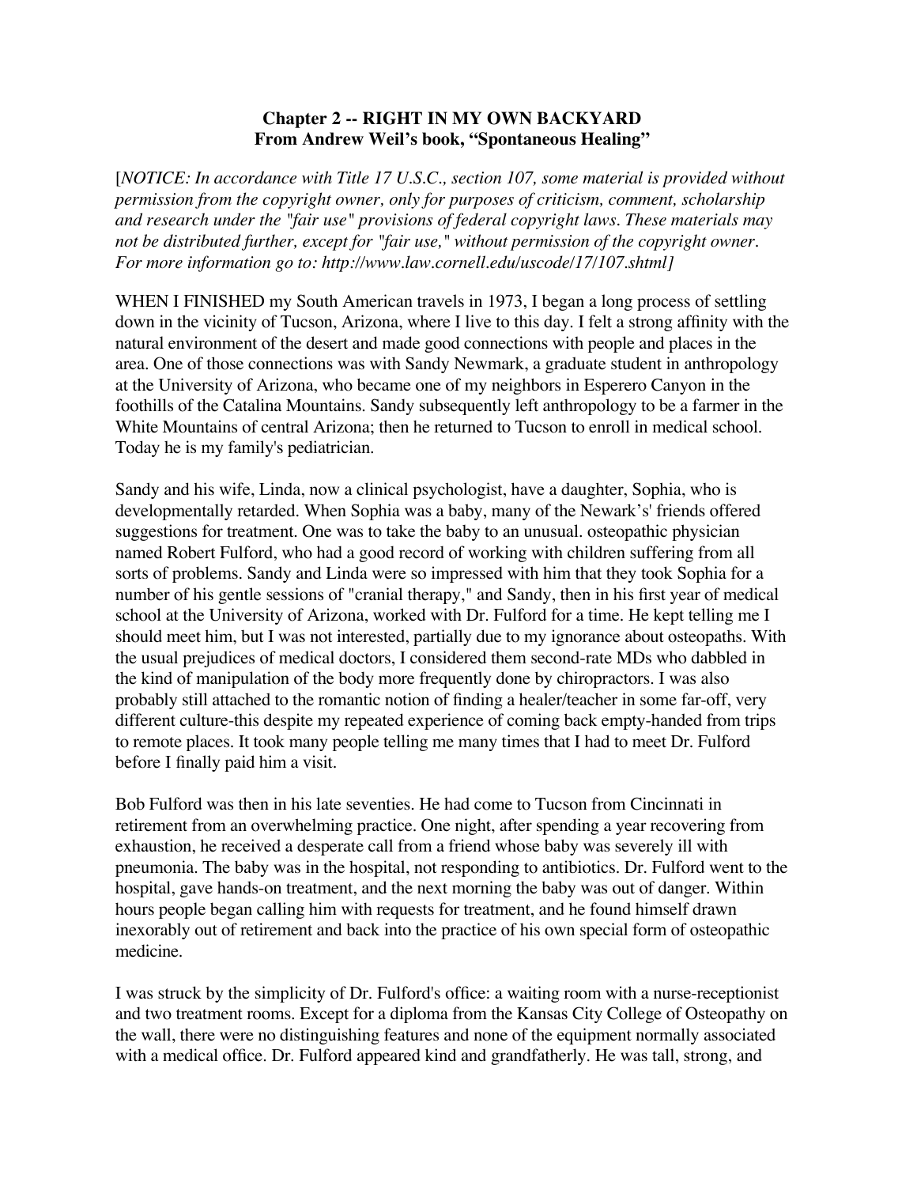**Chapter 2 -- RIGHT IN MY OWN BACKYARD**
**From Andrew Weil's book, "Spontaneous Healing"**

[*NOTICE: In accordance with Title 17 U.S.C., section 107, some material is provided without permission from the copyright owner, only for purposes of criticism, comment, scholarship and research under the "fair use" provisions of federal copyright laws. These materials may not be distributed further, except for "fair use," without permission of the copyright owner. For more information go to: http://www.law.cornell.edu/uscode/17/107.shtml]*

WHEN I FINISHED my South American travels in 1973, I began a long process of settling down in the vicinity of Tucson, Arizona, where I live to this day. I felt a strong affinity with the natural environment of the desert and made good connections with people and places in the area. One of those connections was with Sandy Newmark, a graduate student in anthropology at the University of Arizona, who became one of my neighbors in Esperero Canyon in the foothills of the Catalina Mountains. Sandy subsequently left anthropology to be a farmer in the White Mountains of central Arizona; then he returned to Tucson to enroll in medical school. Today he is my family's pediatrician.

Sandy and his wife, Linda, now a clinical psychologist, have a daughter, Sophia, who is developmentally retarded. When Sophia was a baby, many of the Newark's' friends offered suggestions for treatment. One was to take the baby to an unusual. osteopathic physician named Robert Fulford, who had a good record of working with children suffering from all sorts of problems. Sandy and Linda were so impressed with him that they took Sophia for a number of his gentle sessions of "cranial therapy," and Sandy, then in his first year of medical school at the University of Arizona, worked with Dr. Fulford for a time. He kept telling me I should meet him, but I was not interested, partially due to my ignorance about osteopaths. With the usual prejudices of medical doctors, I considered them second-rate MDs who dabbled in the kind of manipulation of the body more frequently done by chiropractors. I was also probably still attached to the romantic notion of finding a healer/teacher in some far-off, very different culture-this despite my repeated experience of coming back empty-handed from trips to remote places. It took many people telling me many times that I had to meet Dr. Fulford before I finally paid him a visit.

Bob Fulford was then in his late seventies. He had come to Tucson from Cincinnati in retirement from an overwhelming practice. One night, after spending a year recovering from exhaustion, he received a desperate call from a friend whose baby was severely ill with pneumonia. The baby was in the hospital, not responding to antibiotics. Dr. Fulford went to the hospital, gave hands-on treatment, and the next morning the baby was out of danger. Within hours people began calling him with requests for treatment, and he found himself drawn inexorably out of retirement and back into the practice of his own special form of osteopathic medicine.

I was struck by the simplicity of Dr. Fulford's office: a waiting room with a nurse-receptionist and two treatment rooms. Except for a diploma from the Kansas City College of Osteopathy on the wall, there were no distinguishing features and none of the equipment normally associated with a medical office. Dr. Fulford appeared kind and grandfatherly. He was tall, strong, and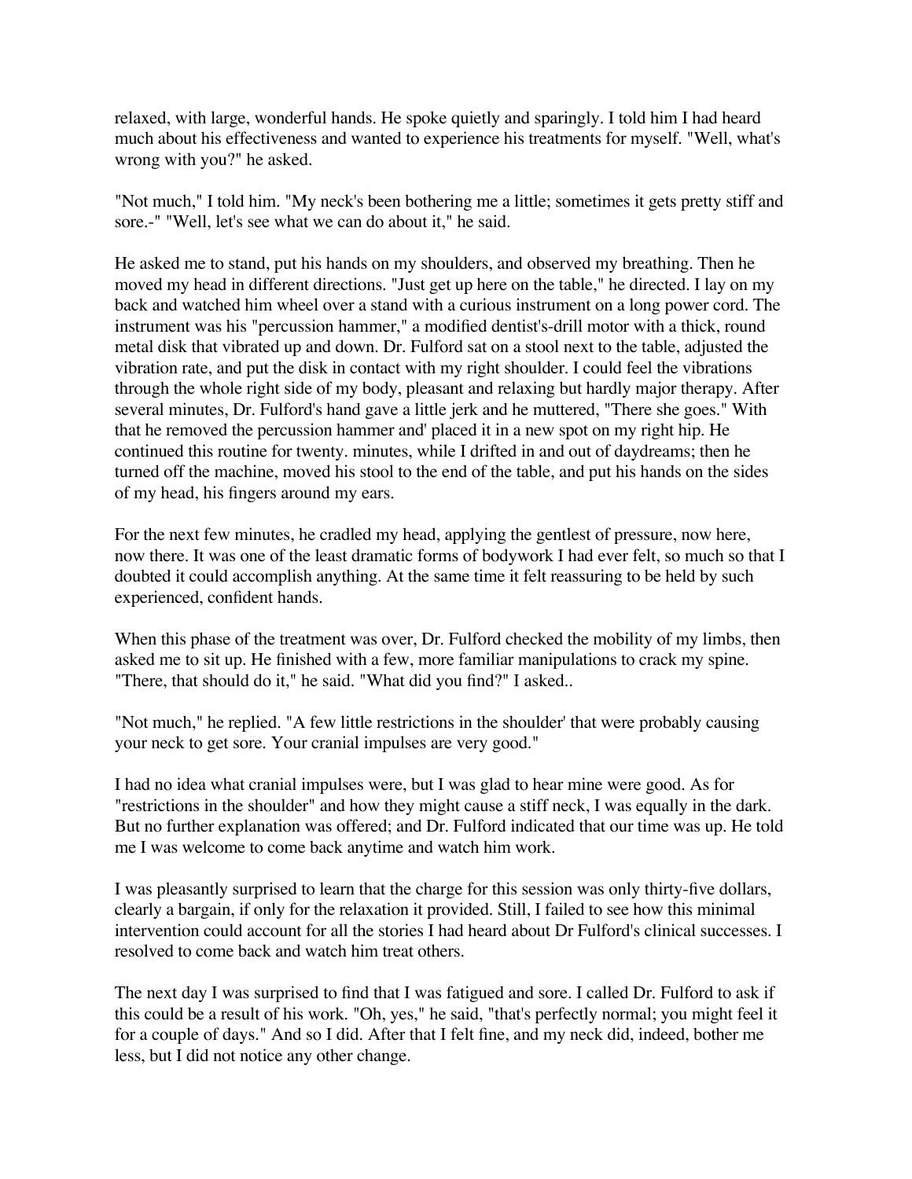relaxed, with large, wonderful hands. He spoke quietly and sparingly. I told him I had heard much about his effectiveness and wanted to experience his treatments for myself. "Well, what's wrong with you?" he asked.

"Not much," I told him. "My neck's been bothering me a little; sometimes it gets pretty stiff and sore.-" "Well, let's see what we can do about it," he said.

He asked me to stand, put his hands on my shoulders, and observed my breathing. Then he moved my head in different directions. "Just get up here on the table," he directed. I lay on my back and watched him wheel over a stand with a curious instrument on a long power cord. The instrument was his "percussion hammer," a modified dentist's-drill motor with a thick, round metal disk that vibrated up and down. Dr. Fulford sat on a stool next to the table, adjusted the vibration rate, and put the disk in contact with my right shoulder. I could feel the vibrations through the whole right side of my body, pleasant and relaxing but hardly major therapy. After several minutes, Dr. Fulford's hand gave a little jerk and he muttered, "There she goes." With that he removed the percussion hammer and' placed it in a new spot on my right hip. He continued this routine for twenty. minutes, while I drifted in and out of daydreams; then he turned off the machine, moved his stool to the end of the table, and put his hands on the sides of my head, his fingers around my ears.

For the next few minutes, he cradled my head, applying the gentlest of pressure, now here, now there. It was one of the least dramatic forms of bodywork I had ever felt, so much so that I doubted it could accomplish anything. At the same time it felt reassuring to be held by such experienced, confident hands.

When this phase of the treatment was over, Dr. Fulford checked the mobility of my limbs, then asked me to sit up. He finished with a few, more familiar manipulations to crack my spine. "There, that should do it," he said. "What did you find?" I asked..

"Not much," he replied. "A few little restrictions in the shoulder' that were probably causing your neck to get sore. Your cranial impulses are very good."

I had no idea what cranial impulses were, but I was glad to hear mine were good. As for "restrictions in the shoulder" and how they might cause a stiff neck, I was equally in the dark. But no further explanation was offered; and Dr. Fulford indicated that our time was up. He told me I was welcome to come back anytime and watch him work.

I was pleasantly surprised to learn that the charge for this session was only thirty-five dollars, clearly a bargain, if only for the relaxation it provided. Still, I failed to see how this minimal intervention could account for all the stories I had heard about Dr Fulford's clinical successes. I resolved to come back and watch him treat others.

The next day I was surprised to find that I was fatigued and sore. I called Dr. Fulford to ask if this could be a result of his work. "Oh, yes," he said, "that's perfectly normal; you might feel it for a couple of days." And so I did. After that I felt fine, and my neck did, indeed, bother me less, but I did not notice any other change.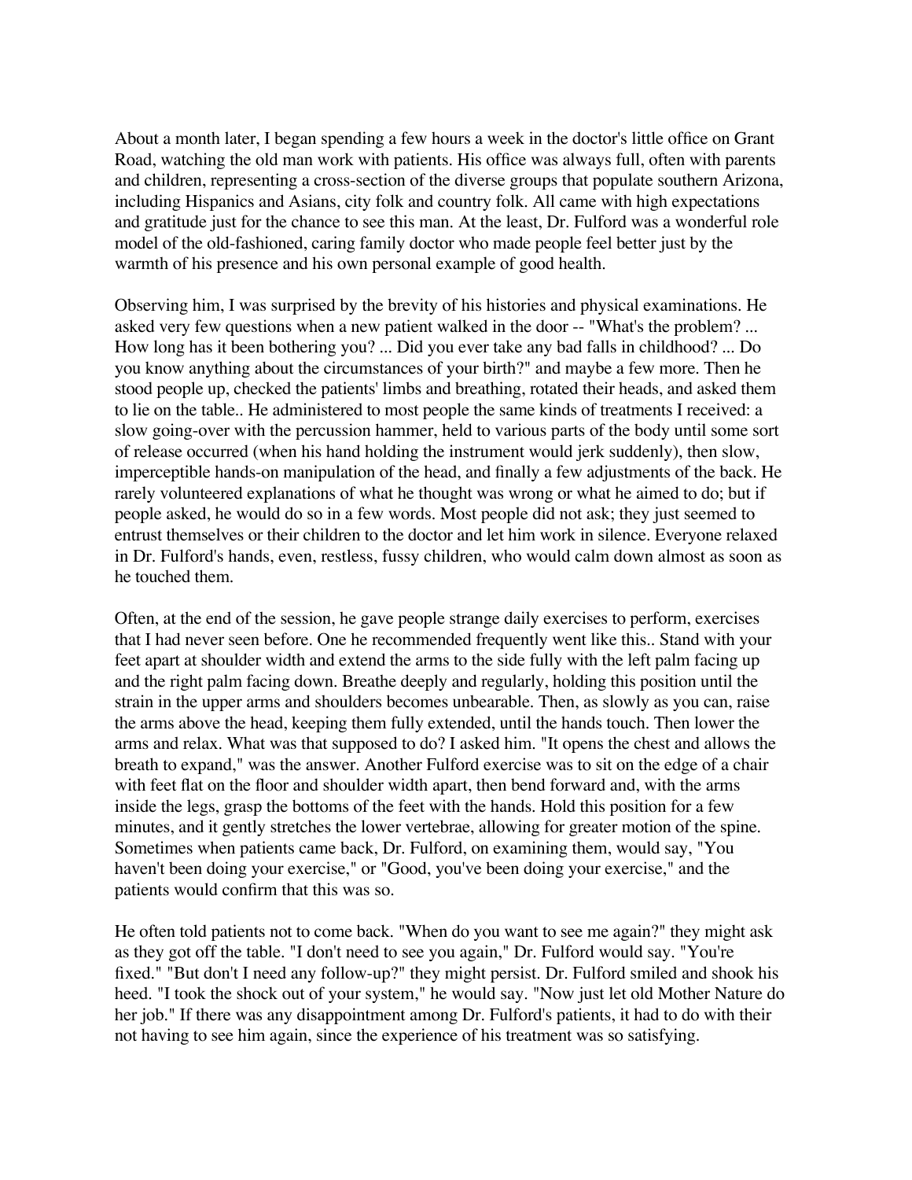About a month later, I began spending a few hours a week in the doctor's little office on Grant Road, watching the old man work with patients. His office was always full, often with parents and children, representing a cross-section of the diverse groups that populate southern Arizona, including Hispanics and Asians, city folk and country folk. All came with high expectations and gratitude just for the chance to see this man. At the least, Dr. Fulford was a wonderful role model of the old-fashioned, caring family doctor who made people feel better just by the warmth of his presence and his own personal example of good health.

Observing him, I was surprised by the brevity of his histories and physical examinations. He asked very few questions when a new patient walked in the door -- "What's the problem? ... How long has it been bothering you? ... Did you ever take any bad falls in childhood? ... Do you know anything about the circumstances of your birth?" and maybe a few more. Then he stood people up, checked the patients' limbs and breathing, rotated their heads, and asked them to lie on the table.. He administered to most people the same kinds of treatments I received: a slow going-over with the percussion hammer, held to various parts of the body until some sort of release occurred (when his hand holding the instrument would jerk suddenly), then slow, imperceptible hands-on manipulation of the head, and finally a few adjustments of the back. He rarely volunteered explanations of what he thought was wrong or what he aimed to do; but if people asked, he would do so in a few words. Most people did not ask; they just seemed to entrust themselves or their children to the doctor and let him work in silence. Everyone relaxed in Dr. Fulford's hands, even, restless, fussy children, who would calm down almost as soon as he touched them.

Often, at the end of the session, he gave people strange daily exercises to perform, exercises that I had never seen before. One he recommended frequently went like this.. Stand with your feet apart at shoulder width and extend the arms to the side fully with the left palm facing up and the right palm facing down. Breathe deeply and regularly, holding this position until the strain in the upper arms and shoulders becomes unbearable. Then, as slowly as you can, raise the arms above the head, keeping them fully extended, until the hands touch. Then lower the arms and relax. What was that supposed to do? I asked him. "It opens the chest and allows the breath to expand," was the answer. Another Fulford exercise was to sit on the edge of a chair with feet flat on the floor and shoulder width apart, then bend forward and, with the arms inside the legs, grasp the bottoms of the feet with the hands. Hold this position for a few minutes, and it gently stretches the lower vertebrae, allowing for greater motion of the spine. Sometimes when patients came back, Dr. Fulford, on examining them, would say, "You haven't been doing your exercise," or "Good, you've been doing your exercise," and the patients would confirm that this was so.

He often told patients not to come back. "When do you want to see me again?" they might ask as they got off the table. "I don't need to see you again," Dr. Fulford would say. "You're fixed." "But don't I need any follow-up?" they might persist. Dr. Fulford smiled and shook his heed. "I took the shock out of your system," he would say. "Now just let old Mother Nature do her job." If there was any disappointment among Dr. Fulford's patients, it had to do with their not having to see him again, since the experience of his treatment was so satisfying.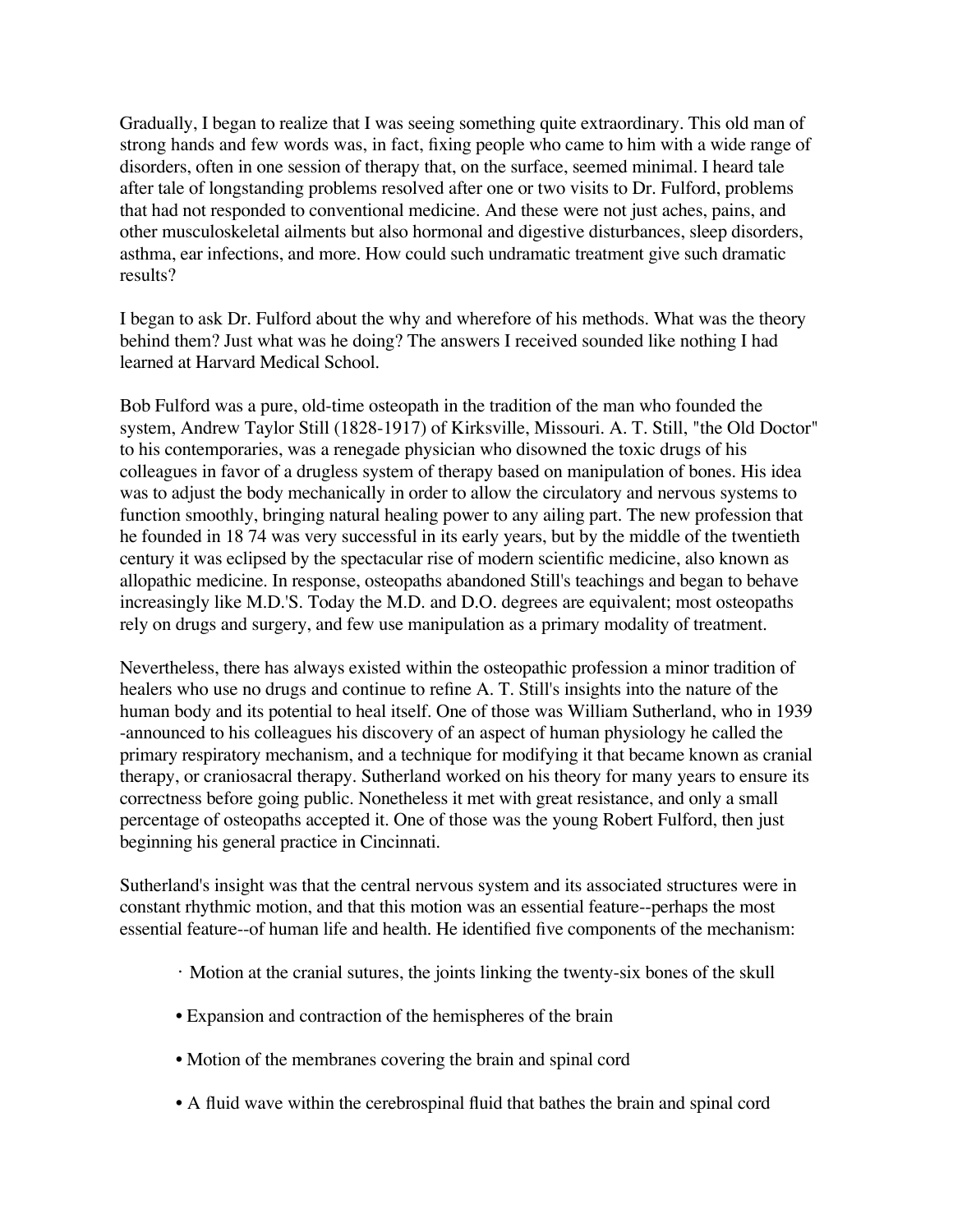Gradually, I began to realize that I was seeing something quite extraordinary. This old man of strong hands and few words was, in fact, fixing people who came to him with a wide range of disorders, often in one session of therapy that, on the surface, seemed minimal. I heard tale after tale of longstanding problems resolved after one or two visits to Dr. Fulford, problems that had not responded to conventional medicine. And these were not just aches, pains, and other musculoskeletal ailments but also hormonal and digestive disturbances, sleep disorders, asthma, ear infections, and more. How could such undramatic treatment give such dramatic results?

I began to ask Dr. Fulford about the why and wherefore of his methods. What was the theory behind them? Just what was he doing? The answers I received sounded like nothing I had learned at Harvard Medical School.

Bob Fulford was a pure, old-time osteopath in the tradition of the man who founded the system, Andrew Taylor Still (1828-1917) of Kirksville, Missouri. A. T. Still, "the Old Doctor" to his contemporaries, was a renegade physician who disowned the toxic drugs of his colleagues in favor of a drugless system of therapy based on manipulation of bones. His idea was to adjust the body mechanically in order to allow the circulatory and nervous systems to function smoothly, bringing natural healing power to any ailing part. The new profession that he founded in 18 74 was very successful in its early years, but by the middle of the twentieth century it was eclipsed by the spectacular rise of modern scientific medicine, also known as allopathic medicine. In response, osteopaths abandoned Still's teachings and began to behave increasingly like M.D.'S. Today the M.D. and D.O. degrees are equivalent; most osteopaths rely on drugs and surgery, and few use manipulation as a primary modality of treatment.

Nevertheless, there has always existed within the osteopathic profession a minor tradition of healers who use no drugs and continue to refine A. T. Still's insights into the nature of the human body and its potential to heal itself. One of those was William Sutherland, who in 1939 -announced to his colleagues his discovery of an aspect of human physiology he called the primary respiratory mechanism, and a technique for modifying it that became known as cranial therapy, or craniosacral therapy. Sutherland worked on his theory for many years to ensure its correctness before going public. Nonetheless it met with great resistance, and only a small percentage of osteopaths accepted it. One of those was the young Robert Fulford, then just beginning his general practice in Cincinnati.

Sutherland's insight was that the central nervous system and its associated structures were in constant rhythmic motion, and that this motion was an essential feature--perhaps the most essential feature--of human life and health. He identified five components of the mechanism:

- Motion at the cranial sutures, the joints linking the twenty-six bones of the skull
- Expansion and contraction of the hemispheres of the brain
- Motion of the membranes covering the brain and spinal cord
- A fluid wave within the cerebrospinal fluid that bathes the brain and spinal cord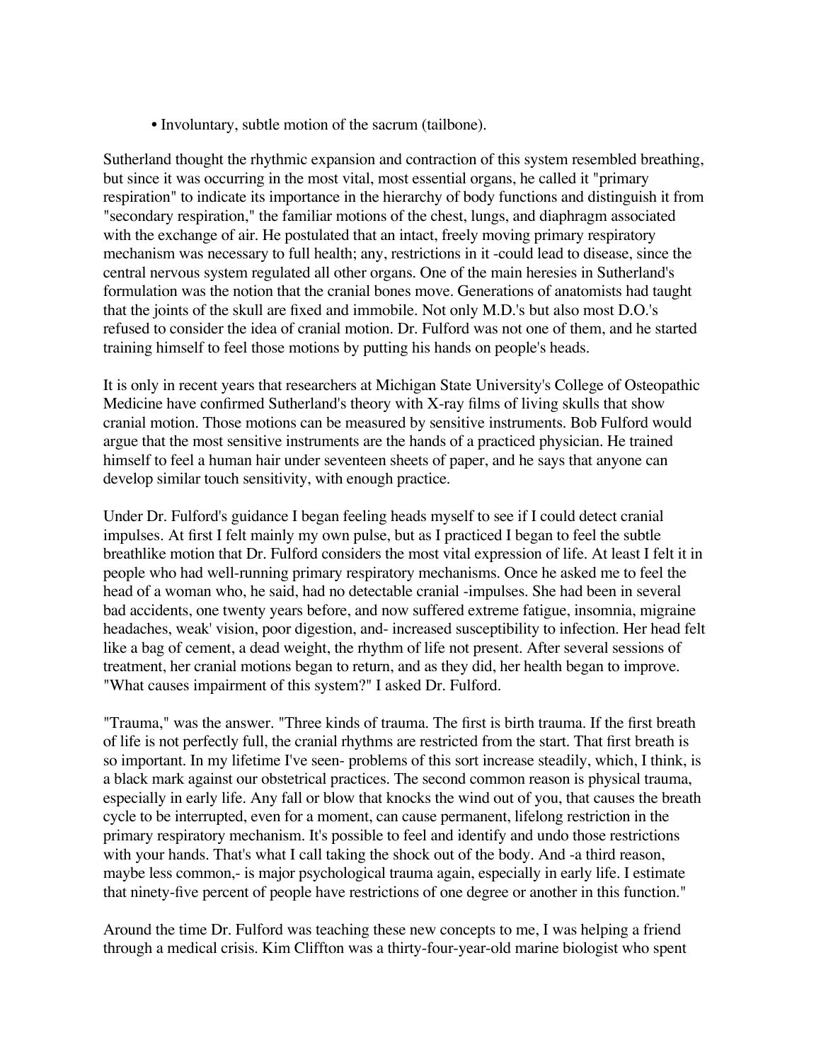- Involuntary, subtle motion of the sacrum (tailbone).

Sutherland thought the rhythmic expansion and contraction of this system resembled breathing, but since it was occurring in the most vital, most essential organs, he called it "primary respiration" to indicate its importance in the hierarchy of body functions and distinguish it from "secondary respiration," the familiar motions of the chest, lungs, and diaphragm associated with the exchange of air. He postulated that an intact, freely moving primary respiratory mechanism was necessary to full health; any, restrictions in it -could lead to disease, since the central nervous system regulated all other organs. One of the main heresies in Sutherland's formulation was the notion that the cranial bones move. Generations of anatomists had taught that the joints of the skull are fixed and immobile. Not only M.D.'s but also most D.O.'s refused to consider the idea of cranial motion. Dr. Fulford was not one of them, and he started training himself to feel those motions by putting his hands on people's heads.

It is only in recent years that researchers at Michigan State University's College of Osteopathic Medicine have confirmed Sutherland's theory with X-ray films of living skulls that show cranial motion. Those motions can be measured by sensitive instruments. Bob Fulford would argue that the most sensitive instruments are the hands of a practiced physician. He trained himself to feel a human hair under seventeen sheets of paper, and he says that anyone can develop similar touch sensitivity, with enough practice.

Under Dr. Fulford's guidance I began feeling heads myself to see if I could detect cranial impulses. At first I felt mainly my own pulse, but as I practiced I began to feel the subtle breathlike motion that Dr. Fulford considers the most vital expression of life. At least I felt it in people who had well-running primary respiratory mechanisms. Once he asked me to feel the head of a woman who, he said, had no detectable cranial -impulses. She had been in several bad accidents, one twenty years before, and now suffered extreme fatigue, insomnia, migraine headaches, weak' vision, poor digestion, and- increased susceptibility to infection. Her head felt like a bag of cement, a dead weight, the rhythm of life not present. After several sessions of treatment, her cranial motions began to return, and as they did, her health began to improve. "What causes impairment of this system?" I asked Dr. Fulford.

"Trauma," was the answer. "Three kinds of trauma. The first is birth trauma. If the first breath of life is not perfectly full, the cranial rhythms are restricted from the start. That first breath is so important. In my lifetime I've seen- problems of this sort increase steadily, which, I think, is a black mark against our obstetrical practices. The second common reason is physical trauma, especially in early life. Any fall or blow that knocks the wind out of you, that causes the breath cycle to be interrupted, even for a moment, can cause permanent, lifelong restriction in the primary respiratory mechanism. It's possible to feel and identify and undo those restrictions with your hands. That's what I call taking the shock out of the body. And -a third reason, maybe less common,- is major psychological trauma again, especially in early life. I estimate that ninety-five percent of people have restrictions of one degree or another in this function."

Around the time Dr. Fulford was teaching these new concepts to me, I was helping a friend through a medical crisis. Kim Cliffton was a thirty-four-year-old marine biologist who spent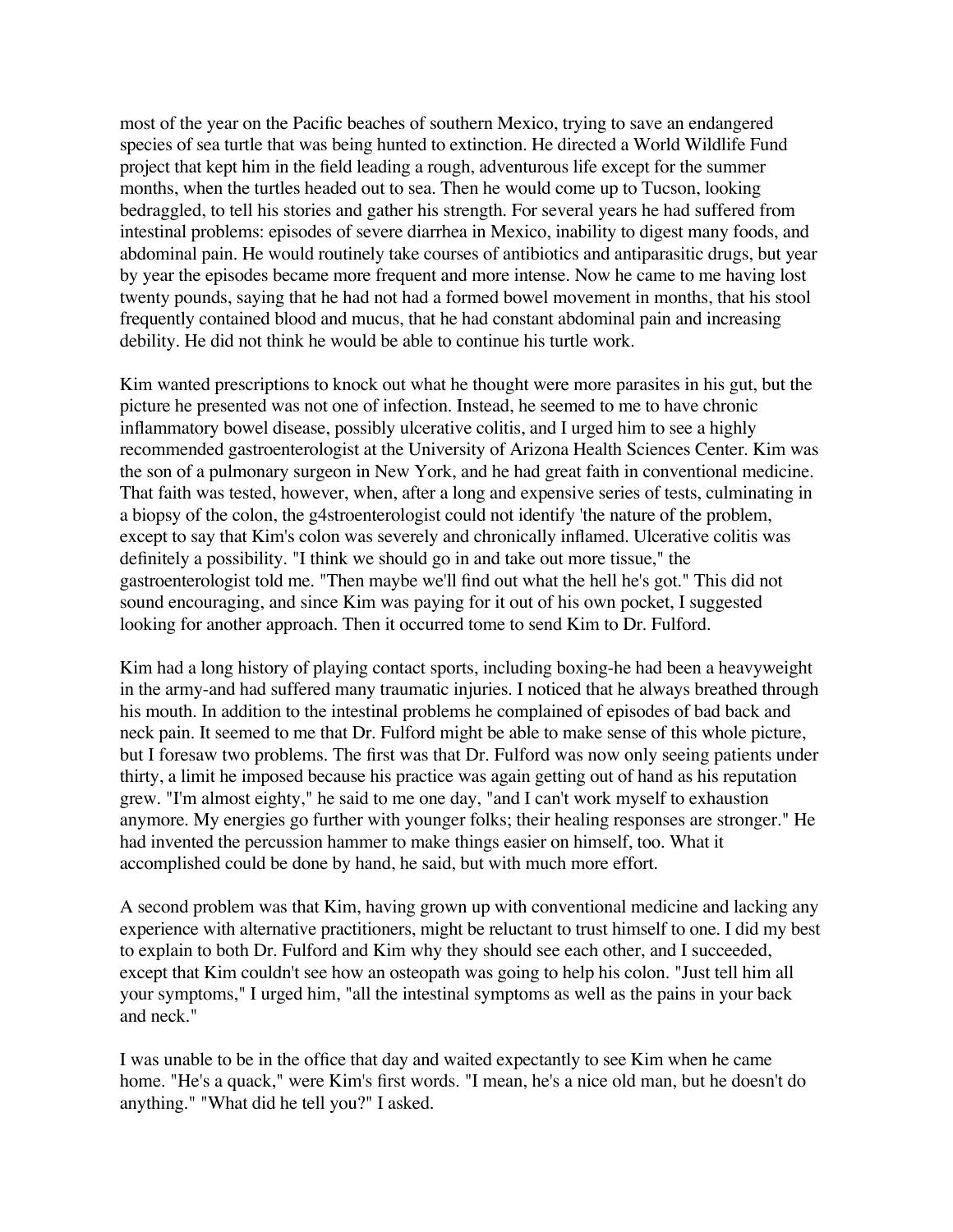most of the year on the Pacific beaches of southern Mexico, trying to save an endangered species of sea turtle that was being hunted to extinction. He directed a World Wildlife Fund project that kept him in the field leading a rough, adventurous life except for the summer months, when the turtles headed out to sea. Then he would come up to Tucson, looking bedraggled, to tell his stories and gather his strength. For several years he had suffered from intestinal problems: episodes of severe diarrhea in Mexico, inability to digest many foods, and abdominal pain. He would routinely take courses of antibiotics and antiparasitic drugs, but year by year the episodes became more frequent and more intense. Now he came to me having lost twenty pounds, saying that he had not had a formed bowel movement in months, that his stool frequently contained blood and mucus, that he had constant abdominal pain and increasing debility. He did not think he would be able to continue his turtle work.

Kim wanted prescriptions to knock out what he thought were more parasites in his gut, but the picture he presented was not one of infection. Instead, he seemed to me to have chronic inflammatory bowel disease, possibly ulcerative colitis, and I urged him to see a highly recommended gastroenterologist at the University of Arizona Health Sciences Center. Kim was the son of a pulmonary surgeon in New York, and he had great faith in conventional medicine. That faith was tested, however, when, after a long and expensive series of tests, culminating in a biopsy of the colon, the g4stroenterologist could not identify 'the nature of the problem, except to say that Kim's colon was severely and chronically inflamed. Ulcerative colitis was definitely a possibility. "I think we should go in and take out more tissue," the gastroenterologist told me. "Then maybe we'll find out what the hell he's got." This did not sound encouraging, and since Kim was paying for it out of his own pocket, I suggested looking for another approach. Then it occurred tome to send Kim to Dr. Fulford.

Kim had a long history of playing contact sports, including boxing-he had been a heavyweight in the army-and had suffered many traumatic injuries. I noticed that he always breathed through his mouth. In addition to the intestinal problems he complained of episodes of bad back and neck pain. It seemed to me that Dr. Fulford might be able to make sense of this whole picture, but I foresaw two problems. The first was that Dr. Fulford was now only seeing patients under thirty, a limit he imposed because his practice was again getting out of hand as his reputation grew. "I'm almost eighty," he said to me one day, "and I can't work myself to exhaustion anymore. My energies go further with younger folks; their healing responses are stronger." He had invented the percussion hammer to make things easier on himself, too. What it accomplished could be done by hand, he said, but with much more effort.

A second problem was that Kim, having grown up with conventional medicine and lacking any experience with alternative practitioners, might be reluctant to trust himself to one. I did my best to explain to both Dr. Fulford and Kim why they should see each other, and I succeeded, except that Kim couldn't see how an osteopath was going to help his colon. "Just tell him all your symptoms," I urged him, "all the intestinal symptoms as well as the pains in your back and neck."

I was unable to be in the office that day and waited expectantly to see Kim when he came home. "He's a quack," were Kim's first words. "I mean, he's a nice old man, but he doesn't do anything." "What did he tell you?" I asked.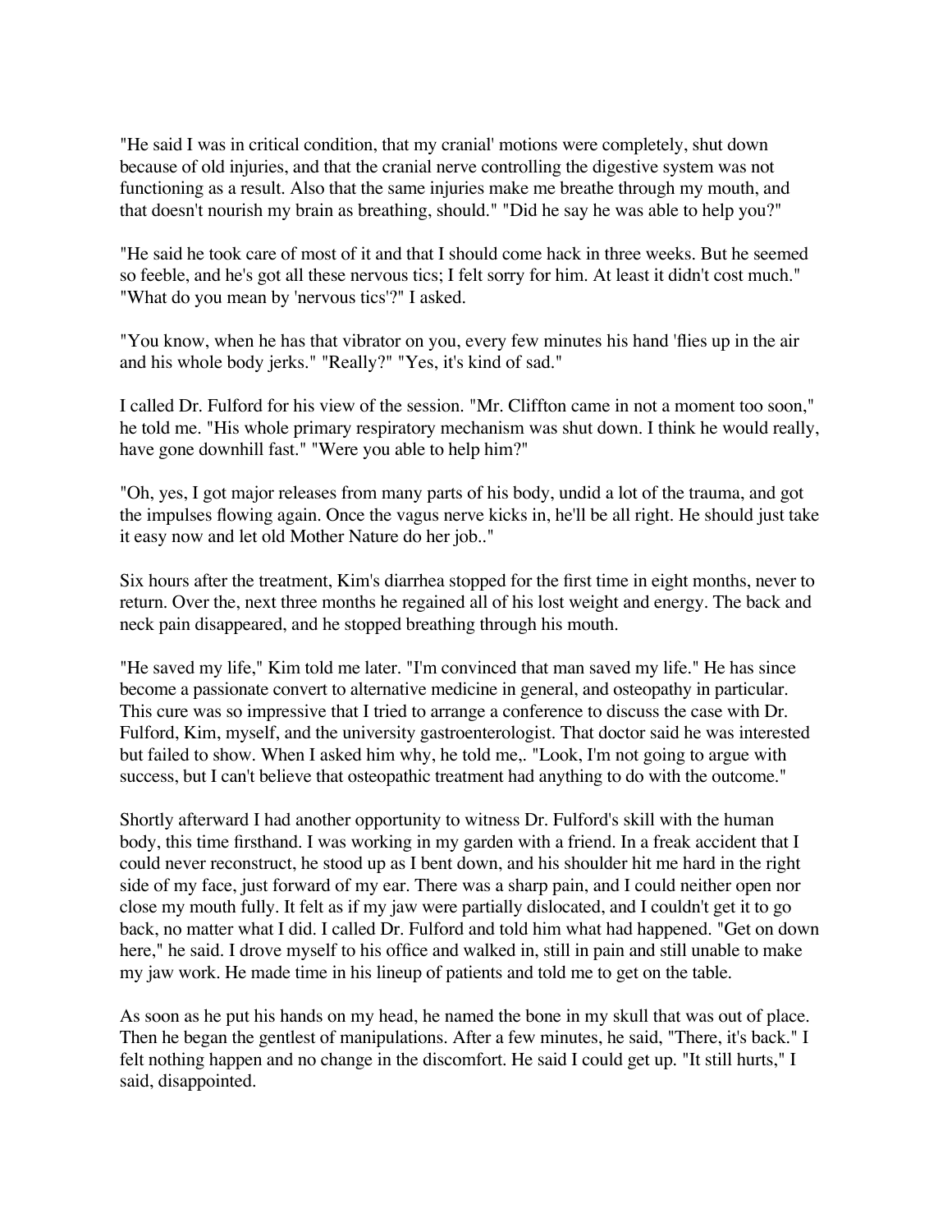"He said I was in critical condition, that my cranial' motions were completely, shut down because of old injuries, and that the cranial nerve controlling the digestive system was not functioning as a result. Also that the same injuries make me breathe through my mouth, and that doesn't nourish my brain as breathing, should." "Did he say he was able to help you?"

"He said he took care of most of it and that I should come hack in three weeks. But he seemed so feeble, and he's got all these nervous tics; I felt sorry for him. At least it didn't cost much." "What do you mean by 'nervous tics'?" I asked.

"You know, when he has that vibrator on you, every few minutes his hand 'flies up in the air and his whole body jerks." "Really?" "Yes, it's kind of sad."

I called Dr. Fulford for his view of the session. "Mr. Cliffton came in not a moment too soon," he told me. "His whole primary respiratory mechanism was shut down. I think he would really, have gone downhill fast." "Were you able to help him?"

"Oh, yes, I got major releases from many parts of his body, undid a lot of the trauma, and got the impulses flowing again. Once the vagus nerve kicks in, he'll be all right. He should just take it easy now and let old Mother Nature do her job.."

Six hours after the treatment, Kim's diarrhea stopped for the first time in eight months, never to return. Over the, next three months he regained all of his lost weight and energy. The back and neck pain disappeared, and he stopped breathing through his mouth.

"He saved my life," Kim told me later. "I'm convinced that man saved my life." He has since become a passionate convert to alternative medicine in general, and osteopathy in particular. This cure was so impressive that I tried to arrange a conference to discuss the case with Dr. Fulford, Kim, myself, and the university gastroenterologist. That doctor said he was interested but failed to show. When I asked him why, he told me,. "Look, I'm not going to argue with success, but I can't believe that osteopathic treatment had anything to do with the outcome."

Shortly afterward I had another opportunity to witness Dr. Fulford's skill with the human body, this time firsthand. I was working in my garden with a friend. In a freak accident that I could never reconstruct, he stood up as I bent down, and his shoulder hit me hard in the right side of my face, just forward of my ear. There was a sharp pain, and I could neither open nor close my mouth fully. It felt as if my jaw were partially dislocated, and I couldn't get it to go back, no matter what I did. I called Dr. Fulford and told him what had happened. "Get on down here," he said. I drove myself to his office and walked in, still in pain and still unable to make my jaw work. He made time in his lineup of patients and told me to get on the table.

As soon as he put his hands on my head, he named the bone in my skull that was out of place. Then he began the gentlest of manipulations. After a few minutes, he said, "There, it's back." I felt nothing happen and no change in the discomfort. He said I could get up. "It still hurts," I said, disappointed.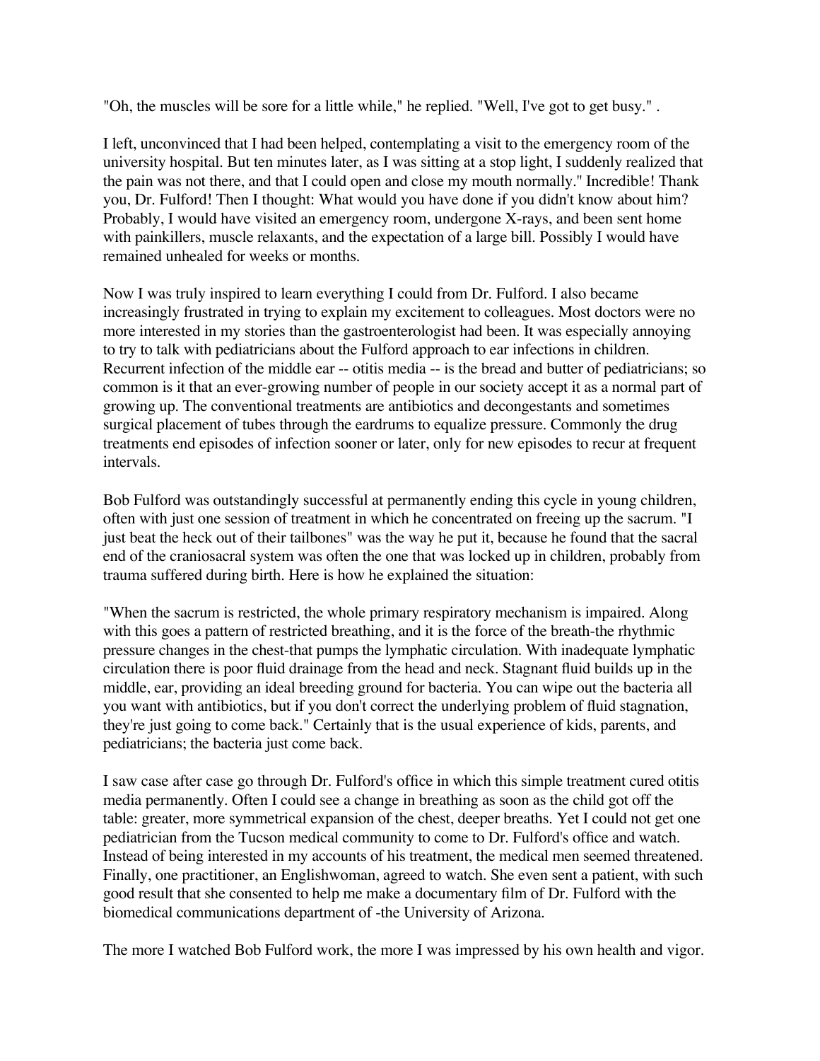"Oh, the muscles will be sore for a little while," he replied. "Well, I've got to get busy." .

I left, unconvinced that I had been helped, contemplating a visit to the emergency room of the university hospital. But ten minutes later, as I was sitting at a stop light, I suddenly realized that the pain was not there, and that I could open and close my mouth normally." Incredible! Thank you, Dr. Fulford! Then I thought: What would you have done if you didn't know about him? Probably, I would have visited an emergency room, undergone X-rays, and been sent home with painkillers, muscle relaxants, and the expectation of a large bill. Possibly I would have remained unhealed for weeks or months.

Now I was truly inspired to learn everything I could from Dr. Fulford. I also became increasingly frustrated in trying to explain my excitement to colleagues. Most doctors were no more interested in my stories than the gastroenterologist had been. It was especially annoying to try to talk with pediatricians about the Fulford approach to ear infections in children. Recurrent infection of the middle ear -- otitis media -- is the bread and butter of pediatricians; so common is it that an ever-growing number of people in our society accept it as a normal part of growing up. The conventional treatments are antibiotics and decongestants and sometimes surgical placement of tubes through the eardrums to equalize pressure. Commonly the drug treatments end episodes of infection sooner or later, only for new episodes to recur at frequent intervals.

Bob Fulford was outstandingly successful at permanently ending this cycle in young children, often with just one session of treatment in which he concentrated on freeing up the sacrum. "I just beat the heck out of their tailbones" was the way he put it, because he found that the sacral end of the craniosacral system was often the one that was locked up in children, probably from trauma suffered during birth. Here is how he explained the situation:

"When the sacrum is restricted, the whole primary respiratory mechanism is impaired. Along with this goes a pattern of restricted breathing, and it is the force of the breath-the rhythmic pressure changes in the chest-that pumps the lymphatic circulation. With inadequate lymphatic circulation there is poor fluid drainage from the head and neck. Stagnant fluid builds up in the middle, ear, providing an ideal breeding ground for bacteria. You can wipe out the bacteria all you want with antibiotics, but if you don't correct the underlying problem of fluid stagnation, they're just going to come back." Certainly that is the usual experience of kids, parents, and pediatricians; the bacteria just come back.

I saw case after case go through Dr. Fulford's office in which this simple treatment cured otitis media permanently. Often I could see a change in breathing as soon as the child got off the table: greater, more symmetrical expansion of the chest, deeper breaths. Yet I could not get one pediatrician from the Tucson medical community to come to Dr. Fulford's office and watch. Instead of being interested in my accounts of his treatment, the medical men seemed threatened. Finally, one practitioner, an Englishwoman, agreed to watch. She even sent a patient, with such good result that she consented to help me make a documentary film of Dr. Fulford with the biomedical communications department of -the University of Arizona.

The more I watched Bob Fulford work, the more I was impressed by his own health and vigor.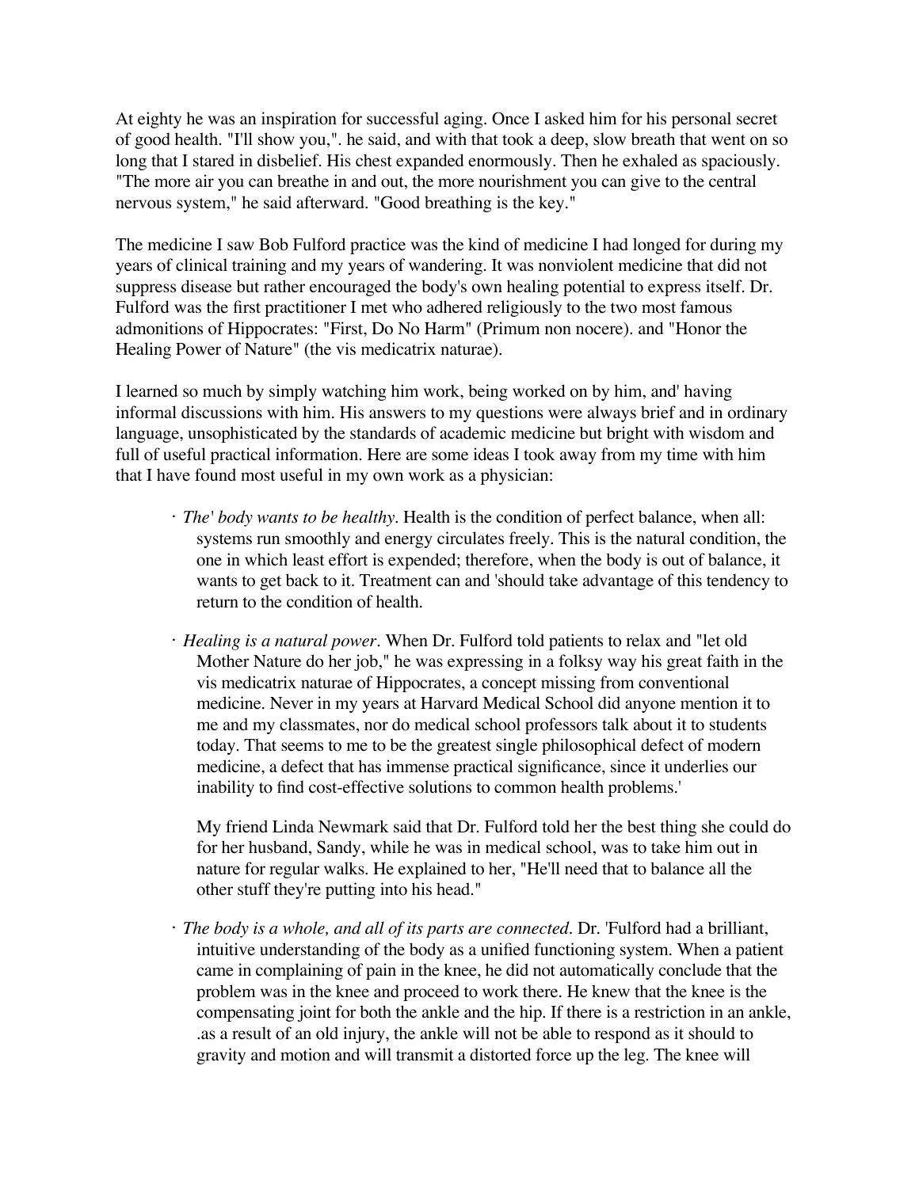At eighty he was an inspiration for successful aging. Once I asked him for his personal secret of good health. "I'll show you,". he said, and with that took a deep, slow breath that went on so long that I stared in disbelief. His chest expanded enormously. Then he exhaled as spaciously. "The more air you can breathe in and out, the more nourishment you can give to the central nervous system," he said afterward. "Good breathing is the key."

The medicine I saw Bob Fulford practice was the kind of medicine I had longed for during my years of clinical training and my years of wandering. It was nonviolent medicine that did not suppress disease but rather encouraged the body's own healing potential to express itself. Dr. Fulford was the first practitioner I met who adhered religiously to the two most famous admonitions of Hippocrates: "First, Do No Harm" (Primum non nocere). and "Honor the Healing Power of Nature" (the vis medicatrix naturae).

I learned so much by simply watching him work, being worked on by him, and' having informal discussions with him. His answers to my questions were always brief and in ordinary language, unsophisticated by the standards of academic medicine but bright with wisdom and full of useful practical information. Here are some ideas I took away from my time with him that I have found most useful in my own work as a physician:

- *The' body wants to be healthy*. Health is the condition of perfect balance, when all: systems run smoothly and energy circulates freely. This is the natural condition, the one in which least effort is expended; therefore, when the body is out of balance, it wants to get back to it. Treatment can and 'should take advantage of this tendency to return to the condition of health.

- *Healing is a natural power*. When Dr. Fulford told patients to relax and "let old Mother Nature do her job," he was expressing in a folksy way his great faith in the vis medicatrix naturae of Hippocrates, a concept missing from conventional medicine. Never in my years at Harvard Medical School did anyone mention it to me and my classmates, nor do medical school professors talk about it to students today. That seems to me to be the greatest single philosophical defect of modern medicine, a defect that has immense practical significance, since it underlies our inability to find cost-effective solutions to common health problems.'

  My friend Linda Newmark said that Dr. Fulford told her the best thing she could do for her husband, Sandy, while he was in medical school, was to take him out in nature for regular walks. He explained to her, "He'll need that to balance all the other stuff they're putting into his head."

- *The body is a whole, and all of its parts are connected*. Dr. 'Fulford had a brilliant, intuitive understanding of the body as a unified functioning system. When a patient came in complaining of pain in the knee, he did not automatically conclude that the problem was in the knee and proceed to work there. He knew that the knee is the compensating joint for both the ankle and the hip. If there is a restriction in an ankle, .as a result of an old injury, the ankle will not be able to respond as it should to gravity and motion and will transmit a distorted force up the leg. The knee will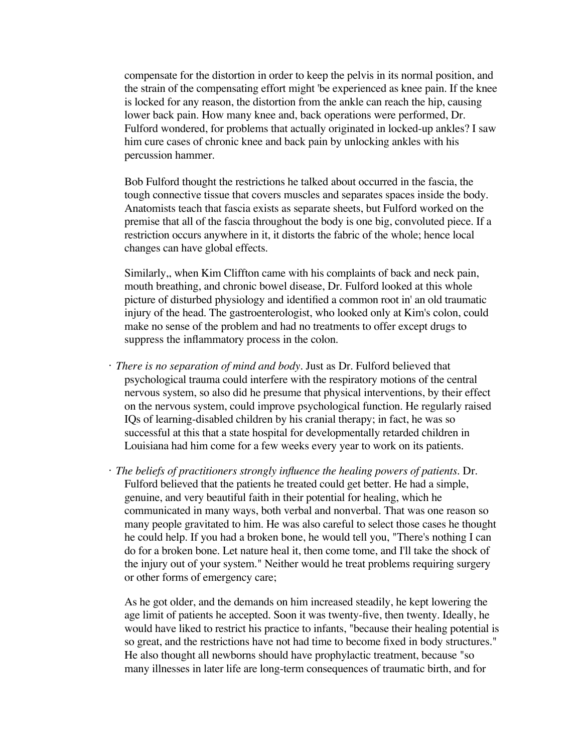compensate for the distortion in order to keep the pelvis in its normal position, and the strain of the compensating effort might 'be experienced as knee pain. If the knee is locked for any reason, the distortion from the ankle can reach the hip, causing lower back pain. How many knee and, back operations were performed, Dr. Fulford wondered, for problems that actually originated in locked-up ankles? I saw him cure cases of chronic knee and back pain by unlocking ankles with his percussion hammer.

Bob Fulford thought the restrictions he talked about occurred in the fascia, the tough connective tissue that covers muscles and separates spaces inside the body. Anatomists teach that fascia exists as separate sheets, but Fulford worked on the premise that all of the fascia throughout the body is one big, convoluted piece. If a restriction occurs anywhere in it, it distorts the fabric of the whole; hence local changes can have global effects.

Similarly,, when Kim Cliffton came with his complaints of back and neck pain, mouth breathing, and chronic bowel disease, Dr. Fulford looked at this whole picture of disturbed physiology and identified a common root in' an old traumatic injury of the head. The gastroenterologist, who looked only at Kim's colon, could make no sense of the problem and had no treatments to offer except drugs to suppress the inflammatory process in the colon.

- *There is no separation of mind and body*. Just as Dr. Fulford believed that psychological trauma could interfere with the respiratory motions of the central nervous system, so also did he presume that physical interventions, by their effect on the nervous system, could improve psychological function. He regularly raised IQs of learning-disabled children by his cranial therapy; in fact, he was so successful at this that a state hospital for developmentally retarded children in Louisiana had him come for a few weeks every year to work on its patients.

- *The beliefs of practitioners strongly influence the healing powers of patients*. Dr. Fulford believed that the patients he treated could get better. He had a simple, genuine, and very beautiful faith in their potential for healing, which he communicated in many ways, both verbal and nonverbal. That was one reason so many people gravitated to him. He was also careful to select those cases he thought he could help. If you had a broken bone, he would tell you, "There's nothing I can do for a broken bone. Let nature heal it, then come tome, and I'll take the shock of the injury out of your system." Neither would he treat problems requiring surgery or other forms of emergency care;

  As he got older, and the demands on him increased steadily, he kept lowering the age limit of patients he accepted. Soon it was twenty-five, then twenty. Ideally, he would have liked to restrict his practice to infants, "because their healing potential is so great, and the restrictions have not had time to become fixed in body structures." He also thought all newborns should have prophylactic treatment, because "so many illnesses in later life are long-term consequences of traumatic birth, and for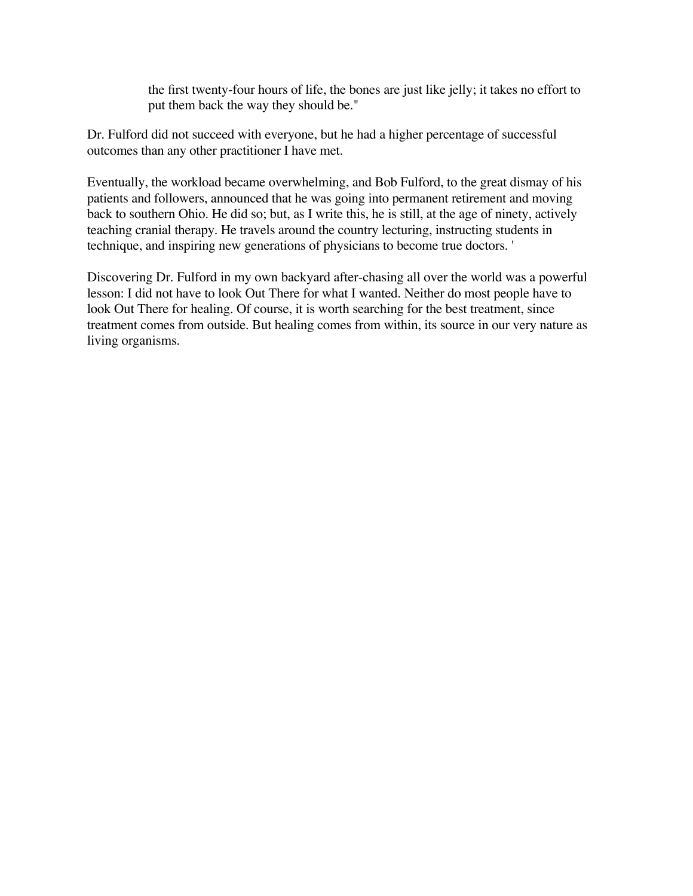> the first twenty-four hours of life, the bones are just like jelly; it takes no effort to put them back the way they should be."

Dr. Fulford did not succeed with everyone, but he had a higher percentage of successful outcomes than any other practitioner I have met.

Eventually, the workload became overwhelming, and Bob Fulford, to the great dismay of his patients and followers, announced that he was going into permanent retirement and moving back to southern Ohio. He did so; but, as I write this, he is still, at the age of ninety, actively teaching cranial therapy. He travels around the country lecturing, instructing students in technique, and inspiring new generations of physicians to become true doctors. '

Discovering Dr. Fulford in my own backyard after-chasing all over the world was a powerful lesson: I did not have to look Out There for what I wanted. Neither do most people have to look Out There for healing. Of course, it is worth searching for the best treatment, since treatment comes from outside. But healing comes from within, its source in our very nature as living organisms.